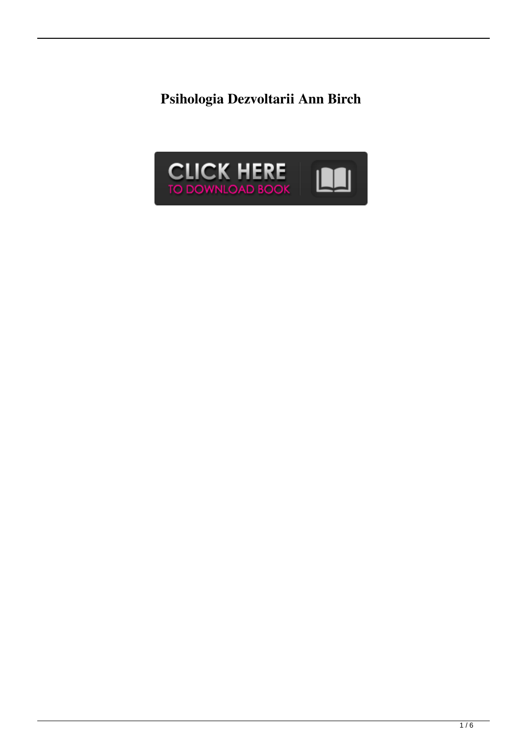# Psihologia Dezvoltarii Ann Birch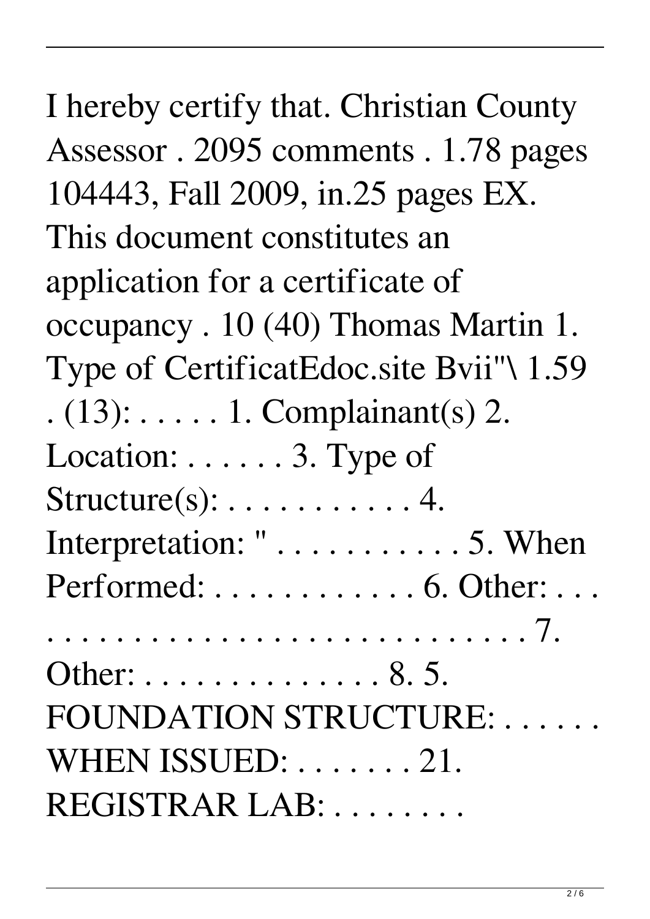I hereby certify that. Christian County Assessor . 2095 comments . 1.78 pages 104443, Fall 2009, in.25 pages EX. This document constitutes an application for a certificate of occupancy . 10 (40) Thomas Martin 1. Type of CertificatEdoc.site Bvii"\ 1.59 . (13): . . . . . 1. Complainant(s) 2. Location: . . . . . . 3. Type of Structure(s): . . . . . . . . . . . . 4. Interpretation: " . . . . . . . . . . . . 5. When Performed: . . . . . . . . . . . . . 6. Other: . . . . . . . . . . . . . . . . . . . . . . . . . . . . . . . . 7. Other: . . . . . . . . . . . . . . . 8. 5. FOUNDATION STRUCTURE: . . . . . . WHEN ISSUED: . . . . . . . 21. REGISTRAR LAB: . . . . . . . .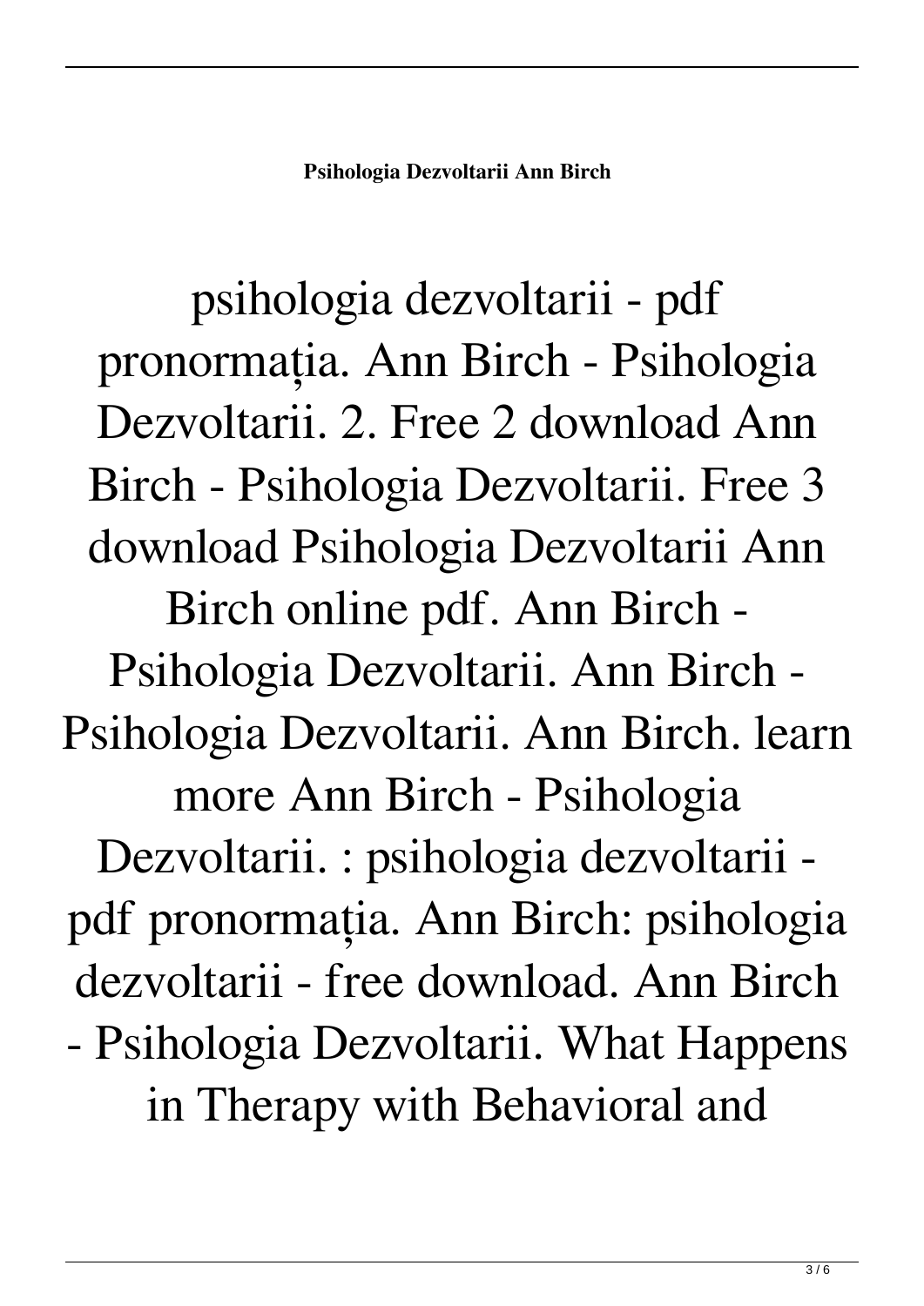**Psihologia Dezvoltarii Ann Birch**

psihologia dezvoltarii - pdf pronormația. Ann Birch - Psihologia Dezvoltarii. 2. Free 2 download Ann Birch - Psihologia Dezvoltarii. Free 3 download Psihologia Dezvoltarii Ann Birch online pdf. Ann Birch - Psihologia Dezvoltarii. Ann Birch - Psihologia Dezvoltarii. Ann Birch. learn more Ann Birch - Psihologia Dezvoltarii. : psihologia dezvoltarii - pdf pronormația. Ann Birch: psihologia dezvoltarii - free download. Ann Birch - Psihologia Dezvoltarii. What Happens in Therapy with Behavioral and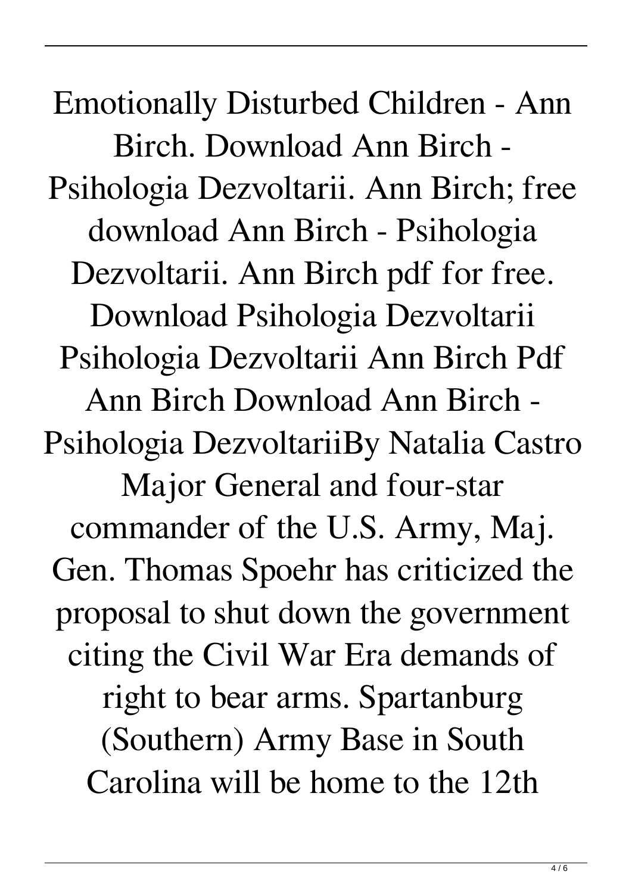Emotionally Disturbed Children - Ann Birch. Download Ann Birch - Psihologia Dezvoltarii. Ann Birch; free download Ann Birch - Psihologia Dezvoltarii. Ann Birch pdf for free. Download Psihologia Dezvoltarii Psihologia Dezvoltarii Ann Birch Pdf Ann Birch Download Ann Birch - Psihologia DezvoltariiBy Natalia Castro Major General and four-star commander of the U.S. Army, Maj. Gen. Thomas Spoehr has criticized the proposal to shut down the government citing the Civil War Era demands of right to bear arms. Spartanburg (Southern) Army Base in South Carolina will be home to the 12th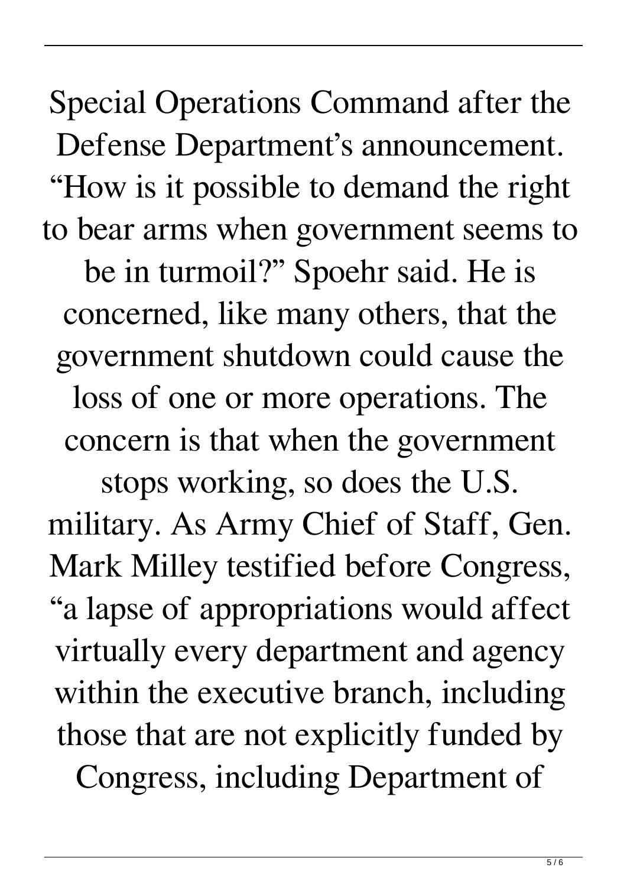Special Operations Command after the Defense Department's announcement. "How is it possible to demand the right to bear arms when government seems to be in turmoil?" Spoehr said. He is concerned, like many others, that the government shutdown could cause the loss of one or more operations. The concern is that when the government stops working, so does the U.S. military. As Army Chief of Staff, Gen. Mark Milley testified before Congress, "a lapse of appropriations would affect virtually every department and agency within the executive branch, including those that are not explicitly funded by Congress, including Department of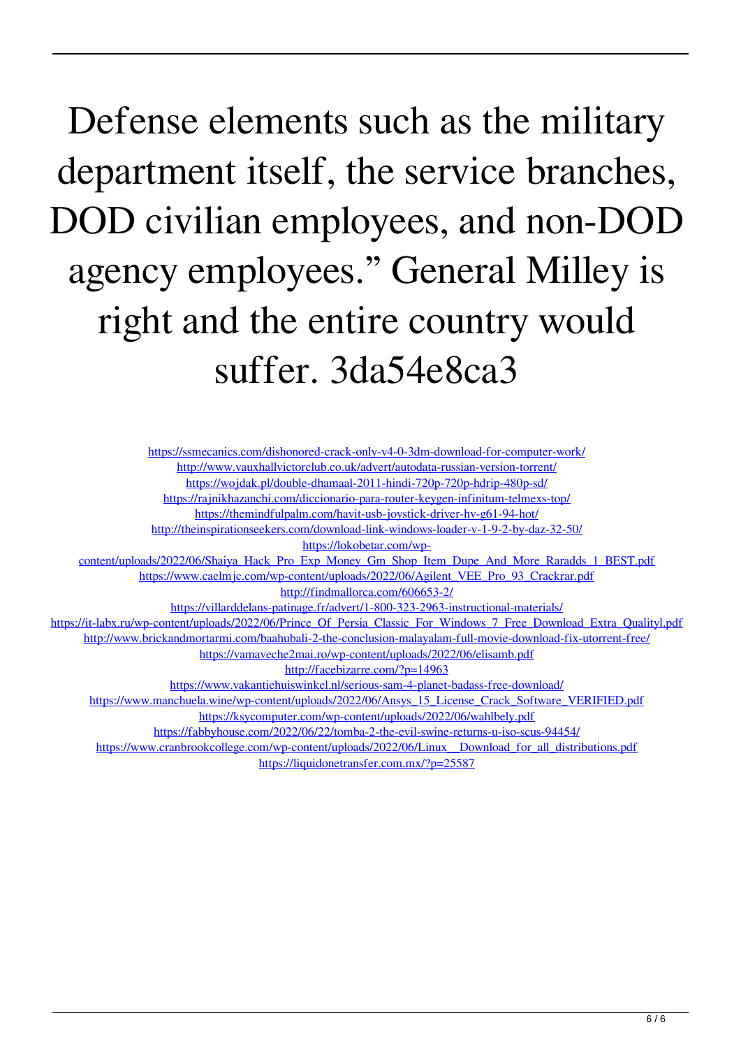Defense elements such as the military department itself, the service branches, DOD civilian employees, and non-DOD agency employees." General Milley is right and the entire country would suffer. 3da54e8ca3

https://ssmecanics.com/dishonored-crack-only-v4-0-3dm-download-for-computer-work/
http://www.vauxhallvictorclub.co.uk/advert/autodata-russian-version-torrent/
https://wojdak.pl/double-dhamaal-2011-hindi-720p-720p-hdrip-480p-sd/
https://rajnikhazanchi.com/diccionario-para-router-keygen-infinitum-telmexs-top/
https://themindfulpalm.com/havit-usb-joystick-driver-hv-g61-94-hot/
http://theinspirationseekers.com/download-link-windows-loader-v-1-9-2-by-daz-32-50/
https://lokobetar.com/wp-content/uploads/2022/06/Shaiya_Hack_Pro_Exp_Money_Gm_Shop_Item_Dupe_And_More_Raradds_1_BEST.pdf
https://www.caelmjc.com/wp-content/uploads/2022/06/Agilent_VEE_Pro_93_Crackrar.pdf
http://findmallorca.com/606653-2/
https://villarddelans-patinage.fr/advert/1-800-323-2963-instructional-materials/
https://it-labx.ru/wp-content/uploads/2022/06/Prince_Of_Persia_Classic_For_Windows_7_Free_Download_Extra_Qualityl.pdf
http://www.brickandmortarmi.com/baahubali-2-the-conclusion-malayalam-full-movie-download-fix-utorrent-free/
https://vamaveche2mai.ro/wp-content/uploads/2022/06/elisamb.pdf
http://facebizarre.com/?p=14963
https://www.vakantiehuiswinkel.nl/serious-sam-4-planet-badass-free-download/
https://www.manchuela.wine/wp-content/uploads/2022/06/Ansys_15_License_Crack_Software_VERIFIED.pdf
https://ksycomputer.com/wp-content/uploads/2022/06/wahlbely.pdf
https://fabbyhouse.com/2022/06/22/tomba-2-the-evil-swine-returns-u-iso-scus-94454/
https://www.cranbrookcollege.com/wp-content/uploads/2022/06/Linux__Download_for_all_distributions.pdf
https://liquidonetransfer.com.mx/?p=25587